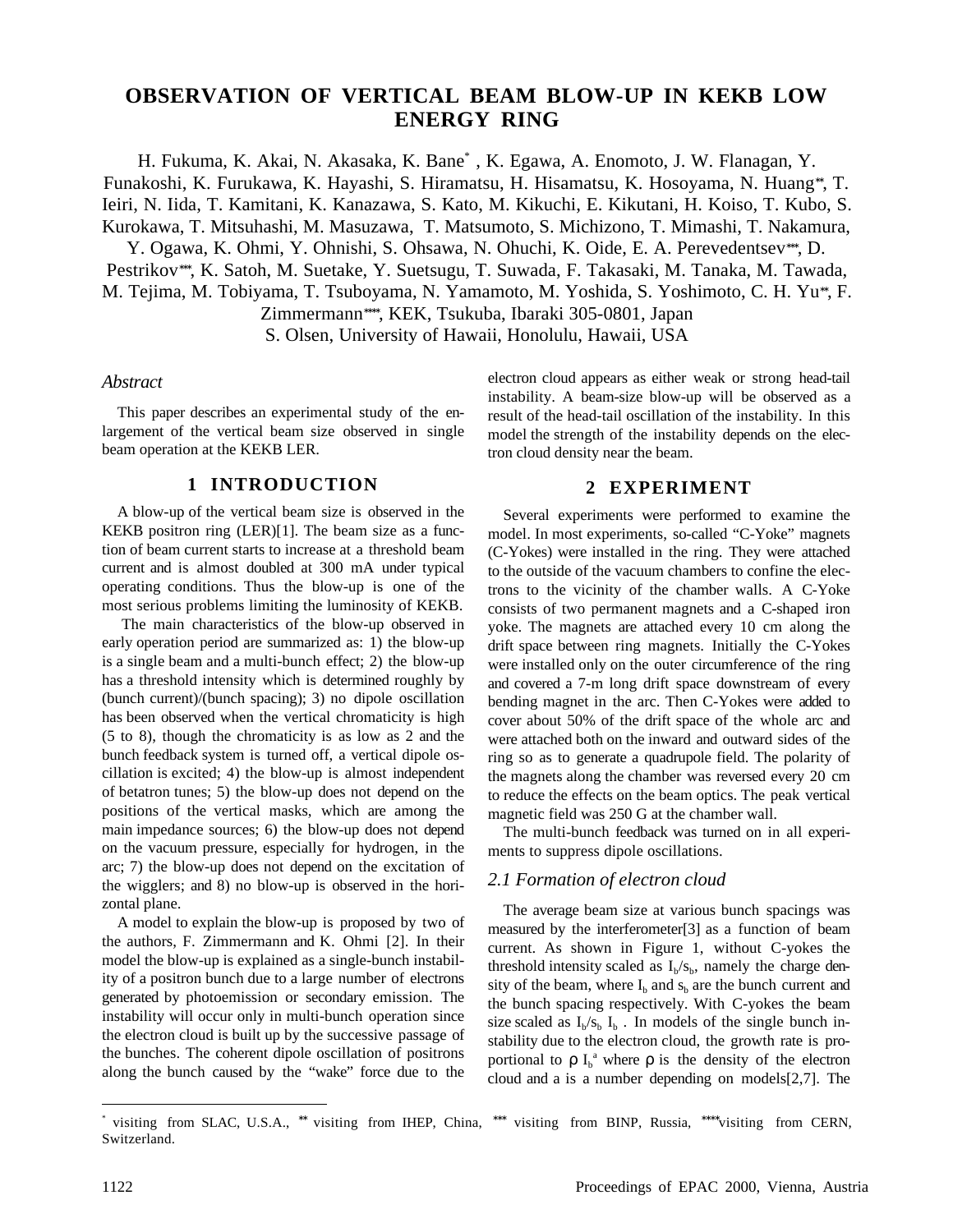# OBSERVATION OF VERTICAL BEAM BLOW-UP IN KEKB LOW ENERGY RING

H. Fukuma, K. Akai, N. Akasaka, K. Bane* , K. Egawa, A. Enomoto, J. W. Flanagan, Y. Funakoshi, K. Furukawa, K. Hayashi, S. Hiramatsu, H. Hisamatsu, K. Hosoyama, N. Huang**, T. Ieiri, N. Iida, T. Kamitani, K. Kanazawa, S. Kato, M. Kikuchi, E. Kikutani, H. Koiso, T. Kubo, S. Kurokawa, T. Mitsuhashi, M. Masuzawa, T. Matsumoto, S. Michizono, T. Mimashi, T. Nakamura, Y. Ogawa, K. Ohmi, Y. Ohnishi, S. Ohsawa, N. Ohuchi, K. Oide, E. A. Perevedentsev***, D. Pestrikov***, K. Satoh, M. Suetake, Y. Suetsugu, T. Suwada, F. Takasaki, M. Tanaka, M. Tawada, M. Tejima, M. Tobiyama, T. Tsuboyama, N. Yamamoto, M. Yoshida, S. Yoshimoto, C. H. Yu**, F. Zimmermann****, KEK, Tsukuba, Ibaraki 305-0801, Japan

S. Olsen, University of Hawaii, Honolulu, Hawaii, USA

## *Abstract*

This paper describes an experimental study of the enlargement of the vertical beam size observed in single beam operation at the KEKB LER.

## 1 INTRODUCTION

A blow-up of the vertical beam size is observed in the KEKB positron ring (LER)[1]. The beam size as a function of beam current starts to increase at a threshold beam current and is almost doubled at 300 mA under typical operating conditions. Thus the blow-up is one of the most serious problems limiting the luminosity of KEKB.

The main characteristics of the blow-up observed in early operation period are summarized as: 1) the blow-up is a single beam and a multi-bunch effect; 2) the blow-up has a threshold intensity which is determined roughly by (bunch current)/(bunch spacing); 3) no dipole oscillation has been observed when the vertical chromaticity is high (5 to 8), though the chromaticity is as low as 2 and the bunch feedback system is turned off, a vertical dipole oscillation is excited; 4) the blow-up is almost independent of betatron tunes; 5) the blow-up does not depend on the positions of the vertical masks, which are among the main impedance sources; 6) the blow-up does not depend on the vacuum pressure, especially for hydrogen, in the arc; 7) the blow-up does not depend on the excitation of the wigglers; and 8) no blow-up is observed in the horizontal plane.

A model to explain the blow-up is proposed by two of the authors, F. Zimmermann and K. Ohmi [2]. In their model the blow-up is explained as a single-bunch instability of a positron bunch due to a large number of electrons generated by photoemission or secondary emission. The instability will occur only in multi-bunch operation since the electron cloud is built up by the successive passage of the bunches. The coherent dipole oscillation of positrons along the bunch caused by the "wake" force due to the electron cloud appears as either weak or strong head-tail instability. A beam-size blow-up will be observed as a result of the head-tail oscillation of the instability. In this model the strength of the instability depends on the electron cloud density near the beam.

## 2 EXPERIMENT

Several experiments were performed to examine the model. In most experiments, so-called "C-Yoke" magnets (C-Yokes) were installed in the ring. They were attached to the outside of the vacuum chambers to confine the electrons to the vicinity of the chamber walls. A C-Yoke consists of two permanent magnets and a C-shaped iron yoke. The magnets are attached every 10 cm along the drift space between ring magnets. Initially the C-Yokes were installed only on the outer circumference of the ring and covered a 7-m long drift space downstream of every bending magnet in the arc. Then C-Yokes were added to cover about 50% of the drift space of the whole arc and were attached both on the inward and outward sides of the ring so as to generate a quadrupole field. The polarity of the magnets along the chamber was reversed every 20 cm to reduce the effects on the beam optics. The peak vertical magnetic field was 250 G at the chamber wall.

The multi-bunch feedback was turned on in all experiments to suppress dipole oscillations.

### *2.1 Formation of electron cloud*

The average beam size at various bunch spacings was measured by the interferometer[3] as a function of beam current. As shown in Figure 1, without C-yokes the threshold intensity scaled as $I_b/s_b$, namely the charge density of the beam, where $I_b$ and $s_b$ are the bunch current and the bunch spacing respectively. With C-yokes the beam size scaled as $I_b/s_b\ I_b$ . In models of the single bunch instability due to the electron cloud, the growth rate is proportional to $\rho\, I_b^{\,a}$ where $\rho$ is the density of the electron cloud and a is a number depending on models[2,7]. The

---

* visiting from SLAC, U.S.A., ** visiting from IHEP, China, *** visiting from BINP, Russia, ****visiting from CERN, Switzerland.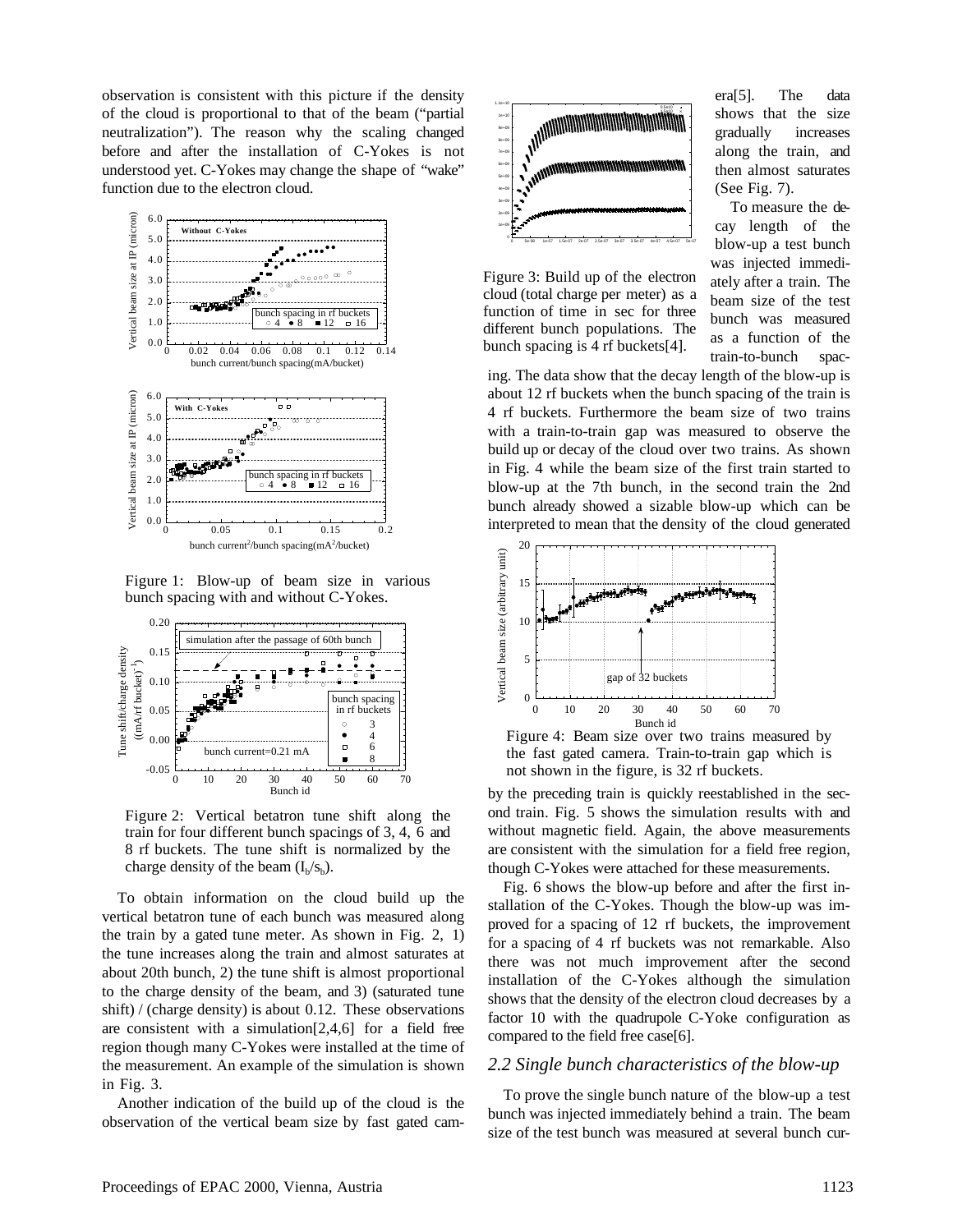observation is consistent with this picture if the density of the cloud is proportional to that of the beam ("partial neutralization"). The reason why the scaling changed before and after the installation of C-Yokes is not understood yet. C-Yokes may change the shape of "wake" function due to the electron cloud.

Figure 1: Blow-up of beam size in various bunch spacing with and without C-Yokes.

Figure 2: Vertical betatron tune shift along the train for four different bunch spacings of 3, 4, 6 and 8 rf buckets. The tune shift is normalized by the charge density of the beam ($I_b/s_b$).

To obtain information on the cloud build up the vertical betatron tune of each bunch was measured along the train by a gated tune meter. As shown in Fig. 2, 1) the tune increases along the train and almost saturates at about 20th bunch, 2) the tune shift is almost proportional to the charge density of the beam, and 3) (saturated tune shift) / (charge density) is about 0.12. These observations are consistent with a simulation[2,4,6] for a field free region though many C-Yokes were installed at the time of the measurement. An example of the simulation is shown in Fig. 3.

Another indication of the build up of the cloud is the observation of the vertical beam size by fast gated camera[5]. The data shows that the size gradually increases along the train, and then almost saturates (See Fig. 7).

Figure 3: Build up of the electron cloud (total charge per meter) as a function of time in sec for three different bunch populations. The bunch spacing is 4 rf buckets[4].

To measure the decay length of the blow-up a test bunch was injected immediately after a train. The beam size of the test bunch was measured as a function of the train-to-bunch spacing. The data show that the decay length of the blow-up is about 12 rf buckets when the bunch spacing of the train is 4 rf buckets. Furthermore the beam size of two trains with a train-to-train gap was measured to observe the build up or decay of the cloud over two trains. As shown in Fig. 4 while the beam size of the first train started to blow-up at the 7th bunch, in the second train the 2nd bunch already showed a sizable blow-up which can be interpreted to mean that the density of the cloud generated by the preceding train is quickly reestablished in the second train. Fig. 5 shows the simulation results with and without magnetic field. Again, the above measurements are consistent with the simulation for a field free region, though C-Yokes were attached for these measurements.

Figure 4: Beam size over two trains measured by the fast gated camera. Train-to-train gap which is not shown in the figure, is 32 rf buckets.

Fig. 6 shows the blow-up before and after the first installation of the C-Yokes. Though the blow-up was improved for a spacing of 12 rf buckets, the improvement for a spacing of 4 rf buckets was not remarkable. Also there was not much improvement after the second installation of the C-Yokes although the simulation shows that the density of the electron cloud decreases by a factor 10 with the quadrupole C-Yoke configuration as compared to the field free case[6].

### *2.2 Single bunch characteristics of the blow-up*

To prove the single bunch nature of the blow-up a test bunch was injected immediately behind a train. The beam size of the test bunch was measured at several bunch cur-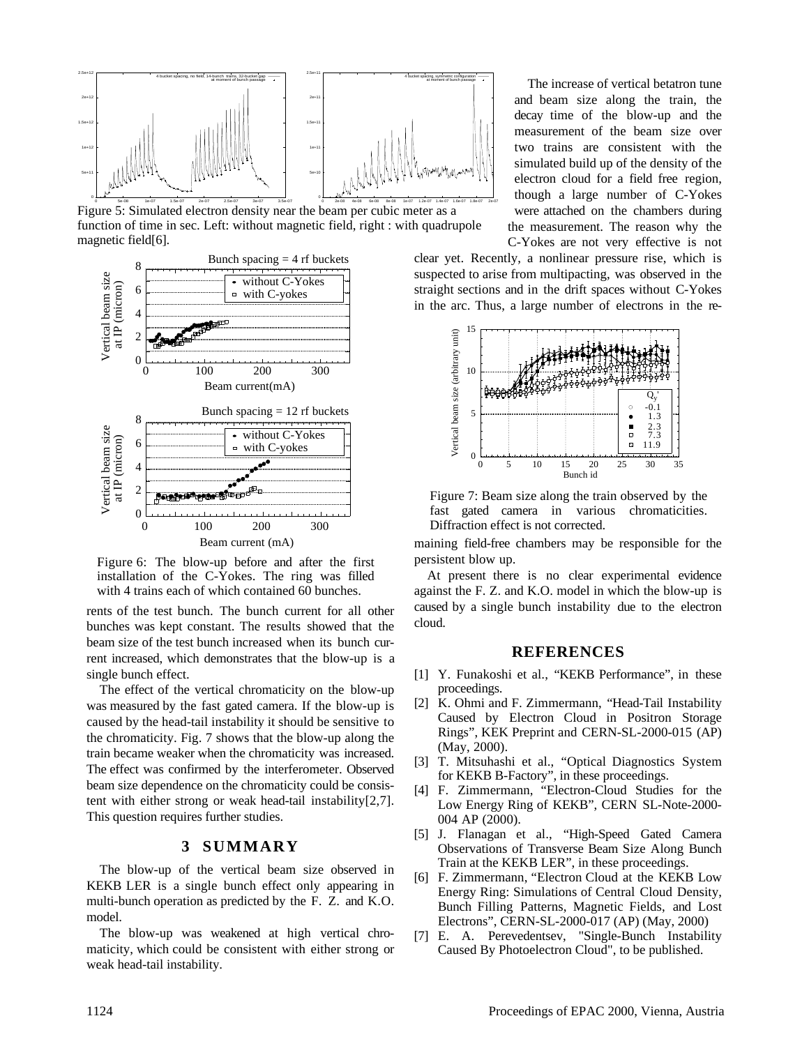2.5e+12
4 bucket spacing, no field, 14-bunch trains, 32-bucket gap
at moment of bunch passage
2e+12
1.5e+12
1e+12
5e+11
0
0 5e-08 1e-07 1.5e-07 2e-07 2.5e-07 3e-07 3.5e-07

2.5e+11
4 bucket spacing, symmetric configuration
at moment of bunch passage
2e+11
1.5e+11
1e+11
5e+10
0
0 2e-08 4e-08 6e-08 8e-08 1e-07 1.2e-07 1.4e-07 1.6e-07 1.8e-07 2e-07

Figure 5: Simulated electron density near the beam per cubic meter as a function of time in sec. Left: without magnetic field, right : with quadrupole magnetic field[6].

Bunch spacing = 4 rf buckets
Vertical beam size at IP (micron)
without C-Yokes
with C-yokes
Beam current(mA)

Bunch spacing = 12 rf buckets
Vertical beam size at IP (micron)
without C-Yokes
with C-yokes
Beam current (mA)

Figure 6: The blow-up before and after the first installation of the C-Yokes. The ring was filled with 4 trains each of which contained 60 bunches.

rents of the test bunch. The bunch current for all other bunches was kept constant. The results showed that the beam size of the test bunch increased when its bunch current increased, which demonstrates that the blow-up is a single bunch effect.

The effect of the vertical chromaticity on the blow-up was measured by the fast gated camera. If the blow-up is caused by the head-tail instability it should be sensitive to the chromaticity. Fig. 7 shows that the blow-up along the train became weaker when the chromaticity was increased. The effect was confirmed by the interferometer. Observed beam size dependence on the chromaticity could be consistent with either strong or weak head-tail instability[2,7]. This question requires further studies.

## 3 SUMMARY

The blow-up of the vertical beam size observed in KEKB LER is a single bunch effect only appearing in multi-bunch operation as predicted by the F. Z. and K.O. model.

The blow-up was weakened at high vertical chromaticity, which could be consistent with either strong or weak head-tail instability.

The increase of vertical betatron tune and beam size along the train, the decay time of the blow-up and the measurement of the beam size over two trains are consistent with the simulated build up of the density of the electron cloud for a field free region, though a large number of C-Yokes were attached on the chambers during the measurement. The reason why the C-Yokes are not very effective is not clear yet. Recently, a nonlinear pressure rise, which is suspected to arise from multipacting, was observed in the straight sections and in the drift spaces without C-Yokes in the arc. Thus, a large number of electrons in the remaining field-free chambers may be responsible for the persistent blow up.

Vertical beam size (arbitrary unit)
Bunch id
$Q_y'$
-0.1
1.3
2.3
7.3
11.9

Figure 7: Beam size along the train observed by the fast gated camera in various chromaticities. Diffraction effect is not corrected.

At present there is no clear experimental evidence against the F. Z. and K.O. model in which the blow-up is caused by a single bunch instability due to the electron cloud.

## REFERENCES

[1] Y. Funakoshi et al., "KEKB Performance", in these proceedings.

[2] K. Ohmi and F. Zimmermann, "Head-Tail Instability Caused by Electron Cloud in Positron Storage Rings", KEK Preprint and CERN-SL-2000-015 (AP) (May, 2000).

[3] T. Mitsuhashi et al., "Optical Diagnostics System for KEKB B-Factory", in these proceedings.

[4] F. Zimmermann, "Electron-Cloud Studies for the Low Energy Ring of KEKB", CERN SL-Note-2000-004 AP (2000).

[5] J. Flanagan et al., "High-Speed Gated Camera Observations of Transverse Beam Size Along Bunch Train at the KEKB LER", in these proceedings.

[6] F. Zimmermann, "Electron Cloud at the KEKB Low Energy Ring: Simulations of Central Cloud Density, Bunch Filling Patterns, Magnetic Fields, and Lost Electrons", CERN-SL-2000-017 (AP) (May, 2000)

[7] E. A. Perevedentsev, "Single-Bunch Instability Caused By Photoelectron Cloud", to be published.